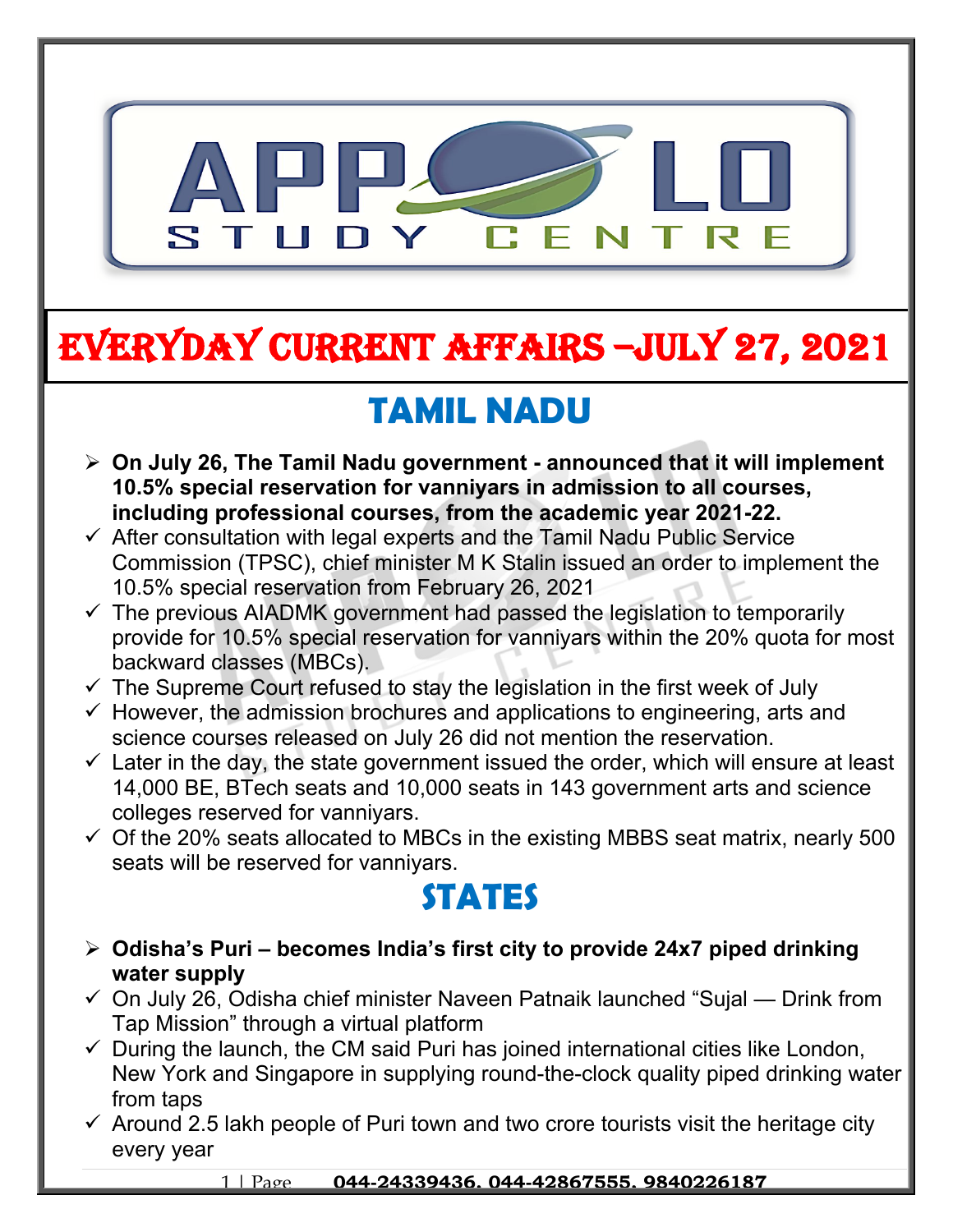# EVERYDAY CURRENT AFFAIRS –JULY 27, 2021

## TAMIL NADU

- **On July 26, The Tamil Nadu government - announced that it will implement 10.5% special reservation for vanniyars in admission to all courses, including professional courses, from the academic year 2021-22.**
  - ✓ After consultation with legal experts and the Tamil Nadu Public Service Commission (TPSC), chief minister M K Stalin issued an order to implement the 10.5% special reservation from February 26, 2021
  - ✓ The previous AIADMK government had passed the legislation to temporarily provide for 10.5% special reservation for vanniyars within the 20% quota for most backward classes (MBCs).
  - ✓ The Supreme Court refused to stay the legislation in the first week of July
  - ✓ However, the admission brochures and applications to engineering, arts and science courses released on July 26 did not mention the reservation.
  - ✓ Later in the day, the state government issued the order, which will ensure at least 14,000 BE, BTech seats and 10,000 seats in 143 government arts and science colleges reserved for vanniyars.
  - ✓ Of the 20% seats allocated to MBCs in the existing MBBS seat matrix, nearly 500 seats will be reserved for vanniyars.

## STATES

- **Odisha's Puri – becomes India's first city to provide 24x7 piped drinking water supply**
  - ✓ On July 26, Odisha chief minister Naveen Patnaik launched "Sujal — Drink from Tap Mission" through a virtual platform
  - ✓ During the launch, the CM said Puri has joined international cities like London, New York and Singapore in supplying round-the-clock quality piped drinking water from taps
  - ✓ Around 2.5 lakh people of Puri town and two crore tourists visit the heritage city every year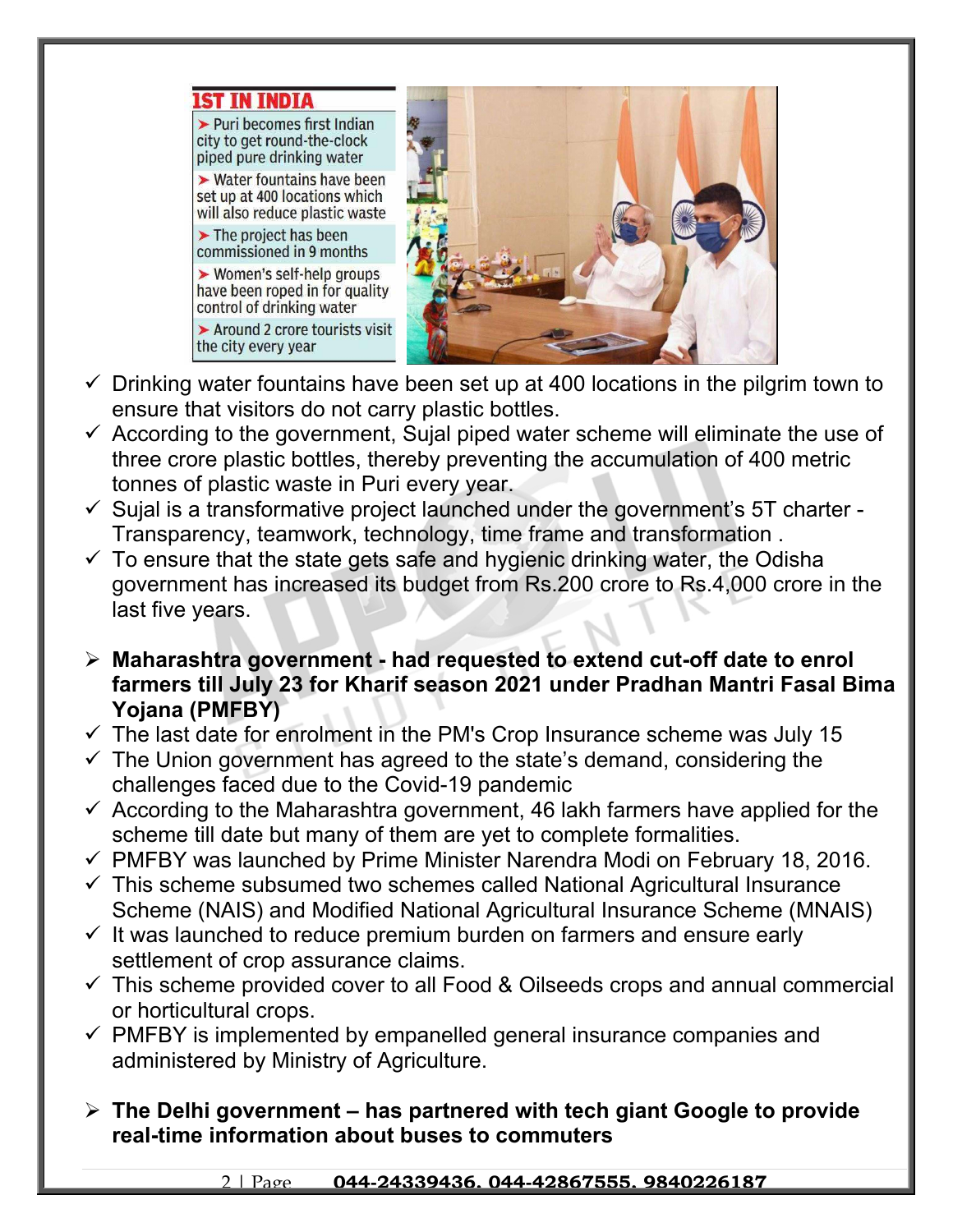**1ST IN INDIA**

- Puri becomes first Indian city to get round-the-clock piped pure drinking water
- Water fountains have been set up at 400 locations which will also reduce plastic waste
- The project has been commissioned in 9 months
- Women's self-help groups have been roped in for quality control of drinking water
- Around 2 crore tourists visit the city every year

- ✓ Drinking water fountains have been set up at 400 locations in the pilgrim town to ensure that visitors do not carry plastic bottles.
- ✓ According to the government, Sujal piped water scheme will eliminate the use of three crore plastic bottles, thereby preventing the accumulation of 400 metric tonnes of plastic waste in Puri every year.
- ✓ Sujal is a transformative project launched under the government's 5T charter - Transparency, teamwork, technology, time frame and transformation .
- ✓ To ensure that the state gets safe and hygienic drinking water, the Odisha government has increased its budget from Rs.200 crore to Rs.4,000 crore in the last five years.

➢ **Maharashtra government - had requested to extend cut-off date to enrol farmers till July 23 for Kharif season 2021 under Pradhan Mantri Fasal Bima Yojana (PMFBY)**

- ✓ The last date for enrolment in the PM's Crop Insurance scheme was July 15
- ✓ The Union government has agreed to the state's demand, considering the challenges faced due to the Covid-19 pandemic
- ✓ According to the Maharashtra government, 46 lakh farmers have applied for the scheme till date but many of them are yet to complete formalities.
- ✓ PMFBY was launched by Prime Minister Narendra Modi on February 18, 2016.
- ✓ This scheme subsumed two schemes called National Agricultural Insurance Scheme (NAIS) and Modified National Agricultural Insurance Scheme (MNAIS)
- ✓ It was launched to reduce premium burden on farmers and ensure early settlement of crop assurance claims.
- ✓ This scheme provided cover to all Food & Oilseeds crops and annual commercial or horticultural crops.
- ✓ PMFBY is implemented by empanelled general insurance companies and administered by Ministry of Agriculture.

➢ **The Delhi government – has partnered with tech giant Google to provide real-time information about buses to commuters**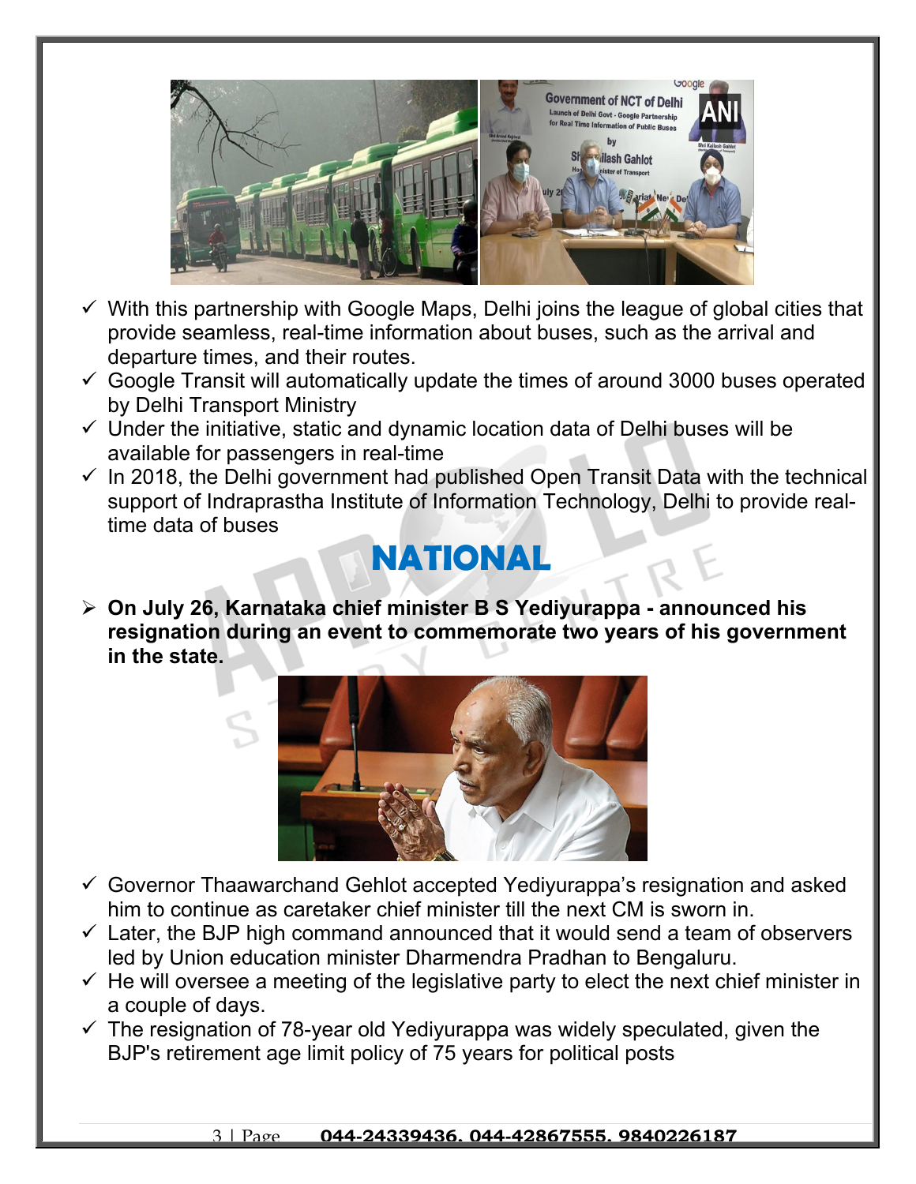- ✓ With this partnership with Google Maps, Delhi joins the league of global cities that provide seamless, real-time information about buses, such as the arrival and departure times, and their routes.
- ✓ Google Transit will automatically update the times of around 3000 buses operated by Delhi Transport Ministry
- ✓ Under the initiative, static and dynamic location data of Delhi buses will be available for passengers in real-time
- ✓ In 2018, the Delhi government had published Open Transit Data with the technical support of Indraprastha Institute of Information Technology, Delhi to provide real-time data of buses

# NATIONAL

- **On July 26, Karnataka chief minister B S Yediyurappa - announced his resignation during an event to commemorate two years of his government in the state.**

- ✓ Governor Thaawarchand Gehlot accepted Yediyurappa's resignation and asked him to continue as caretaker chief minister till the next CM is sworn in.
- ✓ Later, the BJP high command announced that it would send a team of observers led by Union education minister Dharmendra Pradhan to Bengaluru.
- ✓ He will oversee a meeting of the legislative party to elect the next chief minister in a couple of days.
- ✓ The resignation of 78-year old Yediyurappa was widely speculated, given the BJP's retirement age limit policy of 75 years for political posts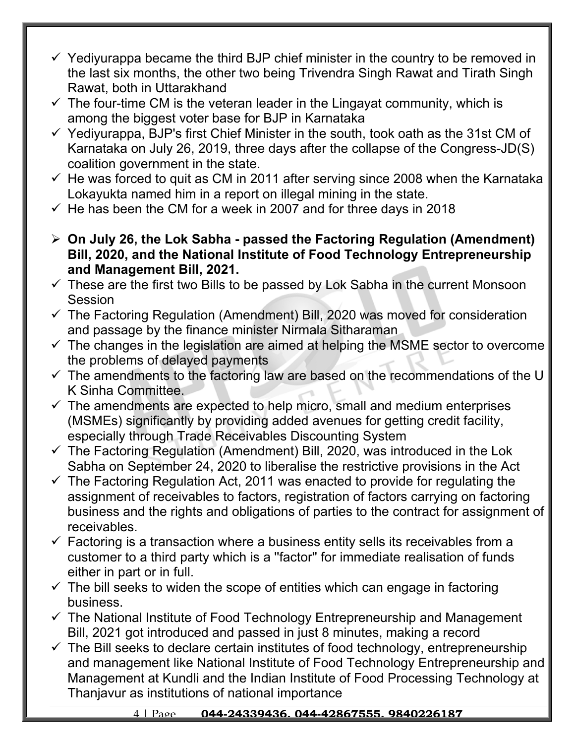- ✓ Yediyurappa became the third BJP chief minister in the country to be removed in the last six months, the other two being Trivendra Singh Rawat and Tirath Singh Rawat, both in Uttarakhand
- ✓ The four-time CM is the veteran leader in the Lingayat community, which is among the biggest voter base for BJP in Karnataka
- ✓ Yediyurappa, BJP's first Chief Minister in the south, took oath as the 31st CM of Karnataka on July 26, 2019, three days after the collapse of the Congress-JD(S) coalition government in the state.
- ✓ He was forced to quit as CM in 2011 after serving since 2008 when the Karnataka Lokayukta named him in a report on illegal mining in the state.
- ✓ He has been the CM for a week in 2007 and for three days in 2018

- **On July 26, the Lok Sabha - passed the Factoring Regulation (Amendment) Bill, 2020, and the National Institute of Food Technology Entrepreneurship and Management Bill, 2021.**
- ✓ These are the first two Bills to be passed by Lok Sabha in the current Monsoon Session
- ✓ The Factoring Regulation (Amendment) Bill, 2020 was moved for consideration and passage by the finance minister Nirmala Sitharaman
- ✓ The changes in the legislation are aimed at helping the MSME sector to overcome the problems of delayed payments
- ✓ The amendments to the factoring law are based on the recommendations of the U K Sinha Committee.
- ✓ The amendments are expected to help micro, small and medium enterprises (MSMEs) significantly by providing added avenues for getting credit facility, especially through Trade Receivables Discounting System
- ✓ The Factoring Regulation (Amendment) Bill, 2020, was introduced in the Lok Sabha on September 24, 2020 to liberalise the restrictive provisions in the Act
- ✓ The Factoring Regulation Act, 2011 was enacted to provide for regulating the assignment of receivables to factors, registration of factors carrying on factoring business and the rights and obligations of parties to the contract for assignment of receivables.
- ✓ Factoring is a transaction where a business entity sells its receivables from a customer to a third party which is a "factor" for immediate realisation of funds either in part or in full.
- ✓ The bill seeks to widen the scope of entities which can engage in factoring business.
- ✓ The National Institute of Food Technology Entrepreneurship and Management Bill, 2021 got introduced and passed in just 8 minutes, making a record
- ✓ The Bill seeks to declare certain institutes of food technology, entrepreneurship and management like National Institute of Food Technology Entrepreneurship and Management at Kundli and the Indian Institute of Food Processing Technology at Thanjavur as institutions of national importance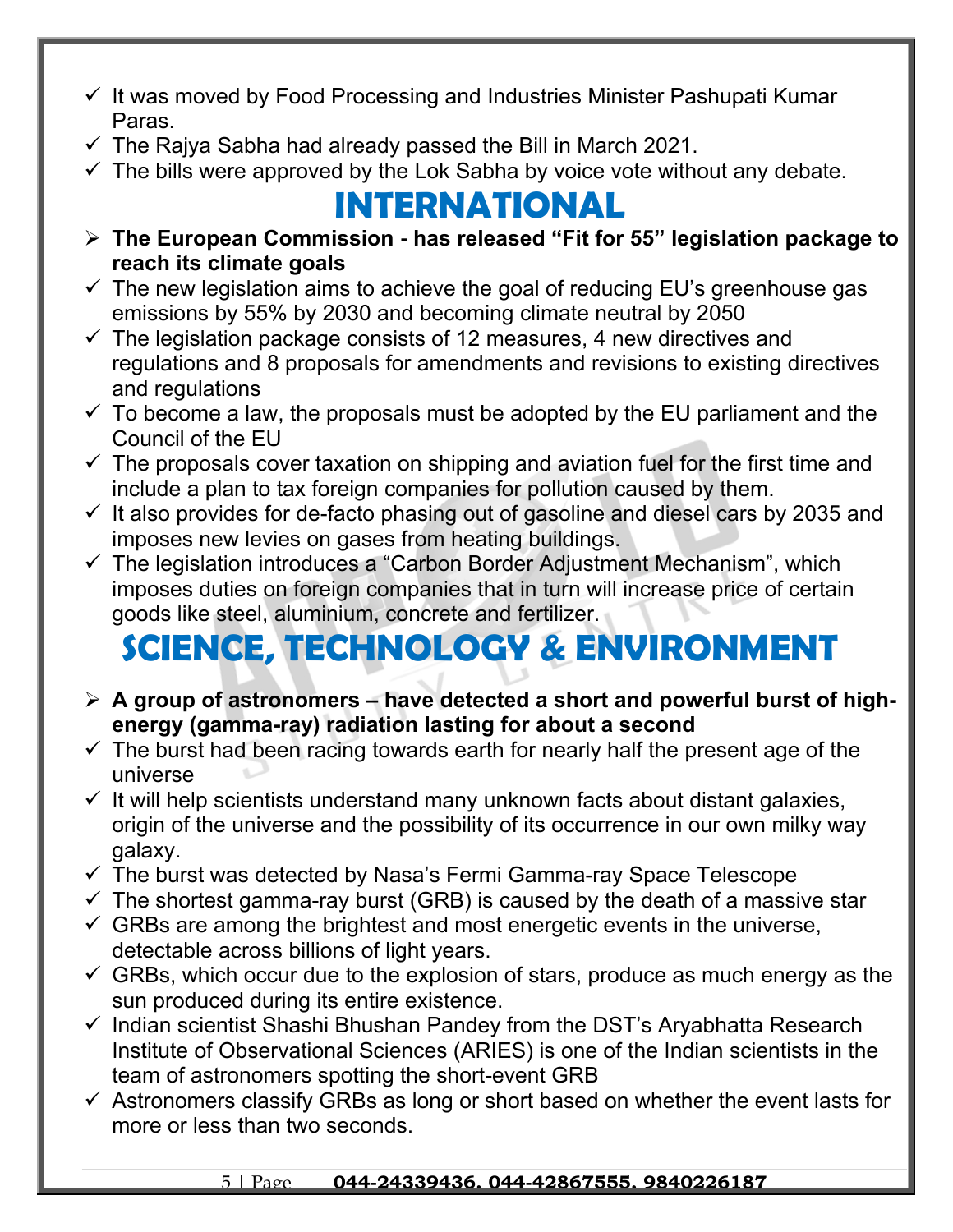- ✓ It was moved by Food Processing and Industries Minister Pashupati Kumar Paras.
- ✓ The Rajya Sabha had already passed the Bill in March 2021.
- ✓ The bills were approved by the Lok Sabha by voice vote without any debate.

# INTERNATIONAL

- ➢ **The European Commission - has released "Fit for 55" legislation package to reach its climate goals**
- ✓ The new legislation aims to achieve the goal of reducing EU's greenhouse gas emissions by 55% by 2030 and becoming climate neutral by 2050
- ✓ The legislation package consists of 12 measures, 4 new directives and regulations and 8 proposals for amendments and revisions to existing directives and regulations
- ✓ To become a law, the proposals must be adopted by the EU parliament and the Council of the EU
- ✓ The proposals cover taxation on shipping and aviation fuel for the first time and include a plan to tax foreign companies for pollution caused by them.
- ✓ It also provides for de-facto phasing out of gasoline and diesel cars by 2035 and imposes new levies on gases from heating buildings.
- ✓ The legislation introduces a "Carbon Border Adjustment Mechanism", which imposes duties on foreign companies that in turn will increase price of certain goods like steel, aluminium, concrete and fertilizer.

# SCIENCE, TECHNOLOGY & ENVIRONMENT

- ➢ **A group of astronomers – have detected a short and powerful burst of high-energy (gamma-ray) radiation lasting for about a second**
- ✓ The burst had been racing towards earth for nearly half the present age of the universe
- ✓ It will help scientists understand many unknown facts about distant galaxies, origin of the universe and the possibility of its occurrence in our own milky way galaxy.
- ✓ The burst was detected by Nasa's Fermi Gamma-ray Space Telescope
- ✓ The shortest gamma-ray burst (GRB) is caused by the death of a massive star
- ✓ GRBs are among the brightest and most energetic events in the universe, detectable across billions of light years.
- ✓ GRBs, which occur due to the explosion of stars, produce as much energy as the sun produced during its entire existence.
- ✓ Indian scientist Shashi Bhushan Pandey from the DST's Aryabhatta Research Institute of Observational Sciences (ARIES) is one of the Indian scientists in the team of astronomers spotting the short-event GRB
- ✓ Astronomers classify GRBs as long or short based on whether the event lasts for more or less than two seconds.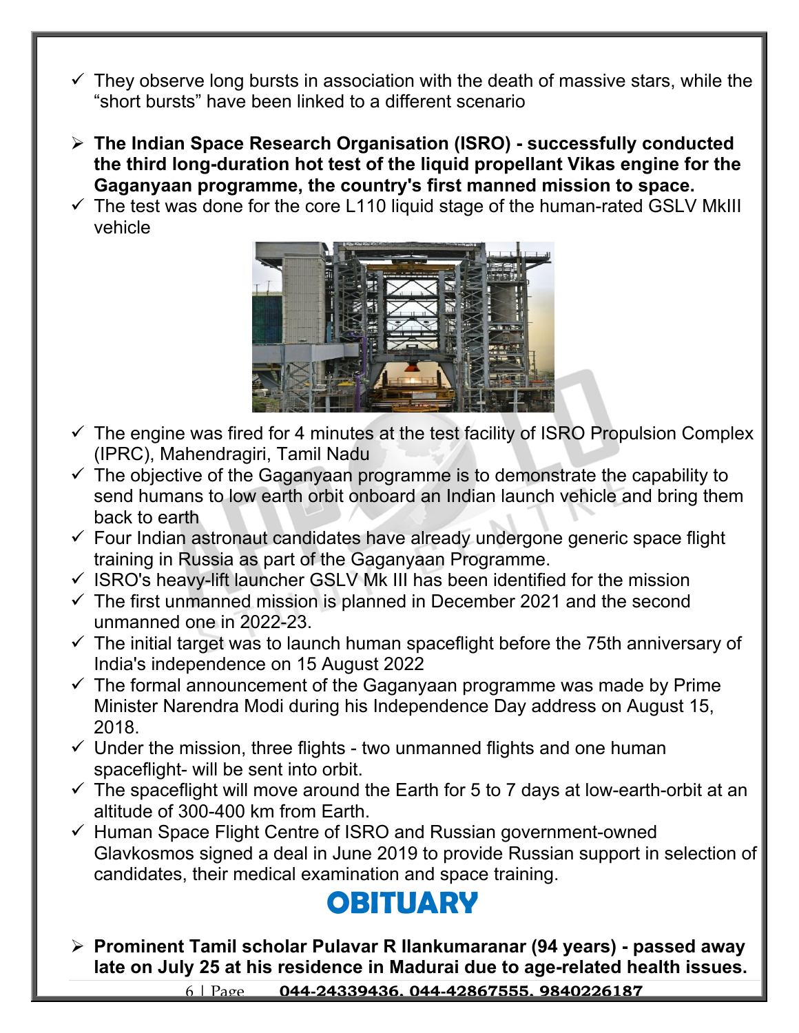- They observe long bursts in association with the death of massive stars, while the "short bursts" have been linked to a different scenario

- **The Indian Space Research Organisation (ISRO) - successfully conducted the third long-duration hot test of the liquid propellant Vikas engine for the Gaganyaan programme, the country's first manned mission to space.**
  - The test was done for the core L110 liquid stage of the human-rated GSLV MkIII vehicle
  - The engine was fired for 4 minutes at the test facility of ISRO Propulsion Complex (IPRC), Mahendragiri, Tamil Nadu
  - The objective of the Gaganyaan programme is to demonstrate the capability to send humans to low earth orbit onboard an Indian launch vehicle and bring them back to earth
  - Four Indian astronaut candidates have already undergone generic space flight training in Russia as part of the Gaganyaan Programme.
  - ISRO's heavy-lift launcher GSLV Mk III has been identified for the mission
  - The first unmanned mission is planned in December 2021 and the second unmanned one in 2022-23.
  - The initial target was to launch human spaceflight before the 75th anniversary of India's independence on 15 August 2022
  - The formal announcement of the Gaganyaan programme was made by Prime Minister Narendra Modi during his Independence Day address on August 15, 2018.
  - Under the mission, three flights - two unmanned flights and one human spaceflight- will be sent into orbit.
  - The spaceflight will move around the Earth for 5 to 7 days at low-earth-orbit at an altitude of 300-400 km from Earth.
  - Human Space Flight Centre of ISRO and Russian government-owned Glavkosmos signed a deal in June 2019 to provide Russian support in selection of candidates, their medical examination and space training.

# OBITUARY

- **Prominent Tamil scholar Pulavar R Ilankumaranar (94 years) - passed away late on July 25 at his residence in Madurai due to age-related health issues.**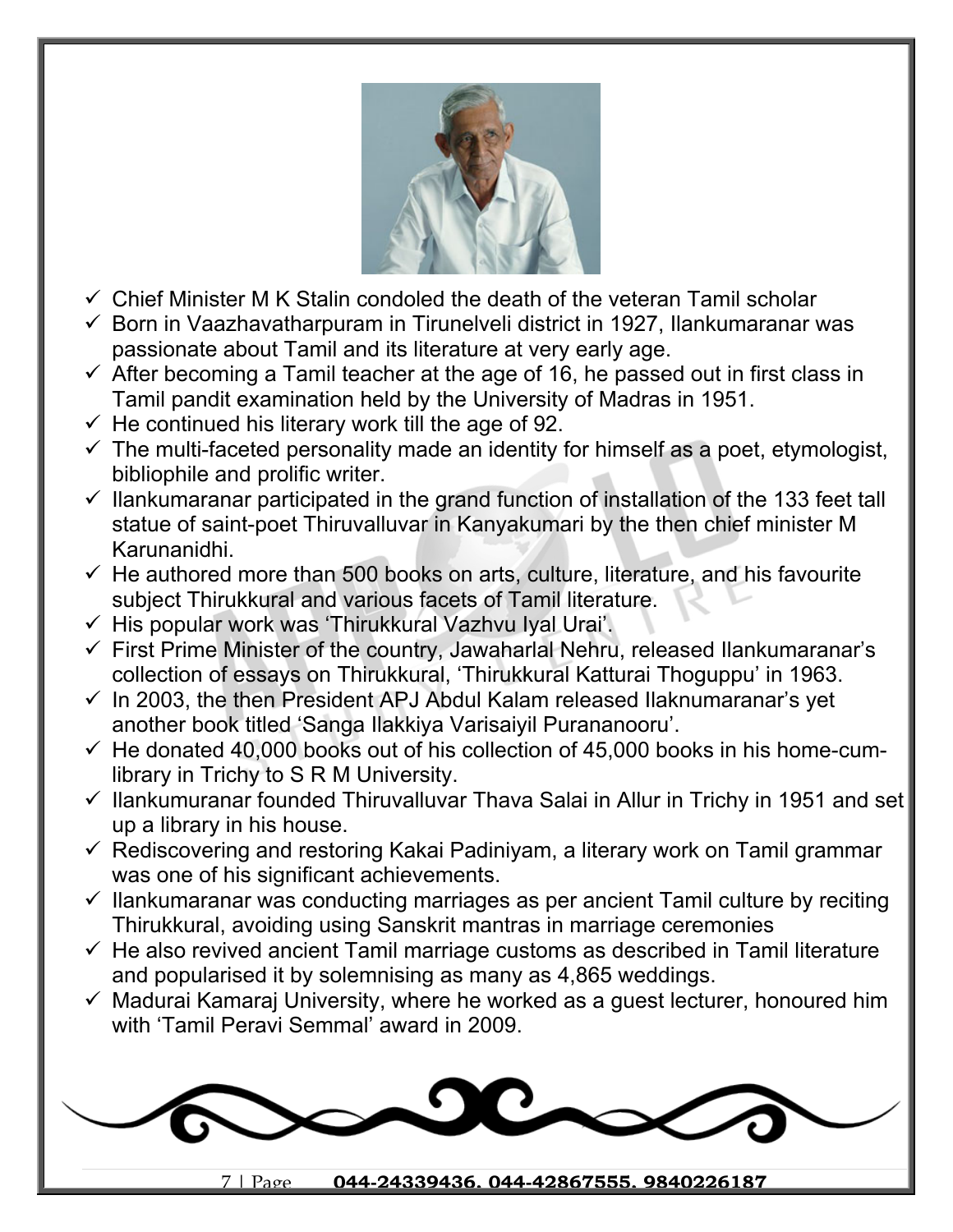- ✓ Chief Minister M K Stalin condoled the death of the veteran Tamil scholar
- ✓ Born in Vaazhavatharpuram in Tirunelveli district in 1927, Ilankumaranar was passionate about Tamil and its literature at very early age.
- ✓ After becoming a Tamil teacher at the age of 16, he passed out in first class in Tamil pandit examination held by the University of Madras in 1951.
- ✓ He continued his literary work till the age of 92.
- ✓ The multi-faceted personality made an identity for himself as a poet, etymologist, bibliophile and prolific writer.
- ✓ Ilankumaranar participated in the grand function of installation of the 133 feet tall statue of saint-poet Thiruvalluvar in Kanyakumari by the then chief minister M Karunanidhi.
- ✓ He authored more than 500 books on arts, culture, literature, and his favourite subject Thirukkural and various facets of Tamil literature.
- ✓ His popular work was 'Thirukkural Vazhvu Iyal Urai'.
- ✓ First Prime Minister of the country, Jawaharlal Nehru, released Ilankumaranar's collection of essays on Thirukkural, 'Thirukkural Katturai Thoguppu' in 1963.
- ✓ In 2003, the then President APJ Abdul Kalam released Ilaknumaranar's yet another book titled 'Sanga Ilakkiya Varisaiyil Purananooru'.
- ✓ He donated 40,000 books out of his collection of 45,000 books in his home-cum-library in Trichy to S R M University.
- ✓ Ilankumuranar founded Thiruvalluvar Thava Salai in Allur in Trichy in 1951 and set up a library in his house.
- ✓ Rediscovering and restoring Kakai Padiniyam, a literary work on Tamil grammar was one of his significant achievements.
- ✓ Ilankumaranar was conducting marriages as per ancient Tamil culture by reciting Thirukkural, avoiding using Sanskrit mantras in marriage ceremonies
- ✓ He also revived ancient Tamil marriage customs as described in Tamil literature and popularised it by solemnising as many as 4,865 weddings.
- ✓ Madurai Kamaraj University, where he worked as a guest lecturer, honoured him with 'Tamil Peravi Semmal' award in 2009.